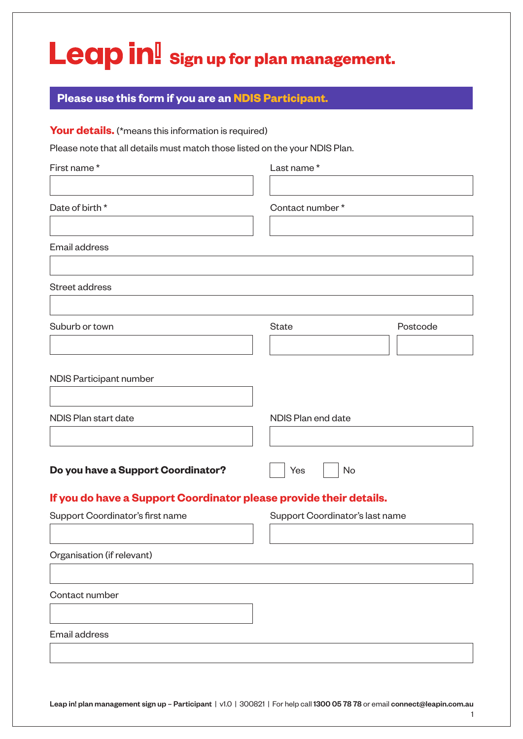# Leap in! Sign up for plan management.

**Please use this form if you are an NDIS Participant.**

## Your details. (*means this information is required)

Please note that all details must match those listed on the your NDIS Plan.

First name *

Last name *

Date of birth *

Contact number *

Email address

Street address

Suburb or town

State

Postcode

NDIS Participant number

NDIS Plan start date

NDIS Plan end date

**Do you have a Support Coordinator?** ☐ Yes ☐ No

## If you do have a Support Coordinator please provide their details.

Support Coordinator's first name

Support Coordinator's last name

Organisation (if relevant)

Contact number

Email address

**Leap in! plan management sign up – Participant** | v1.0 | 300821 | For help call **1300 05 78 78** or email **connect@leapin.com.au**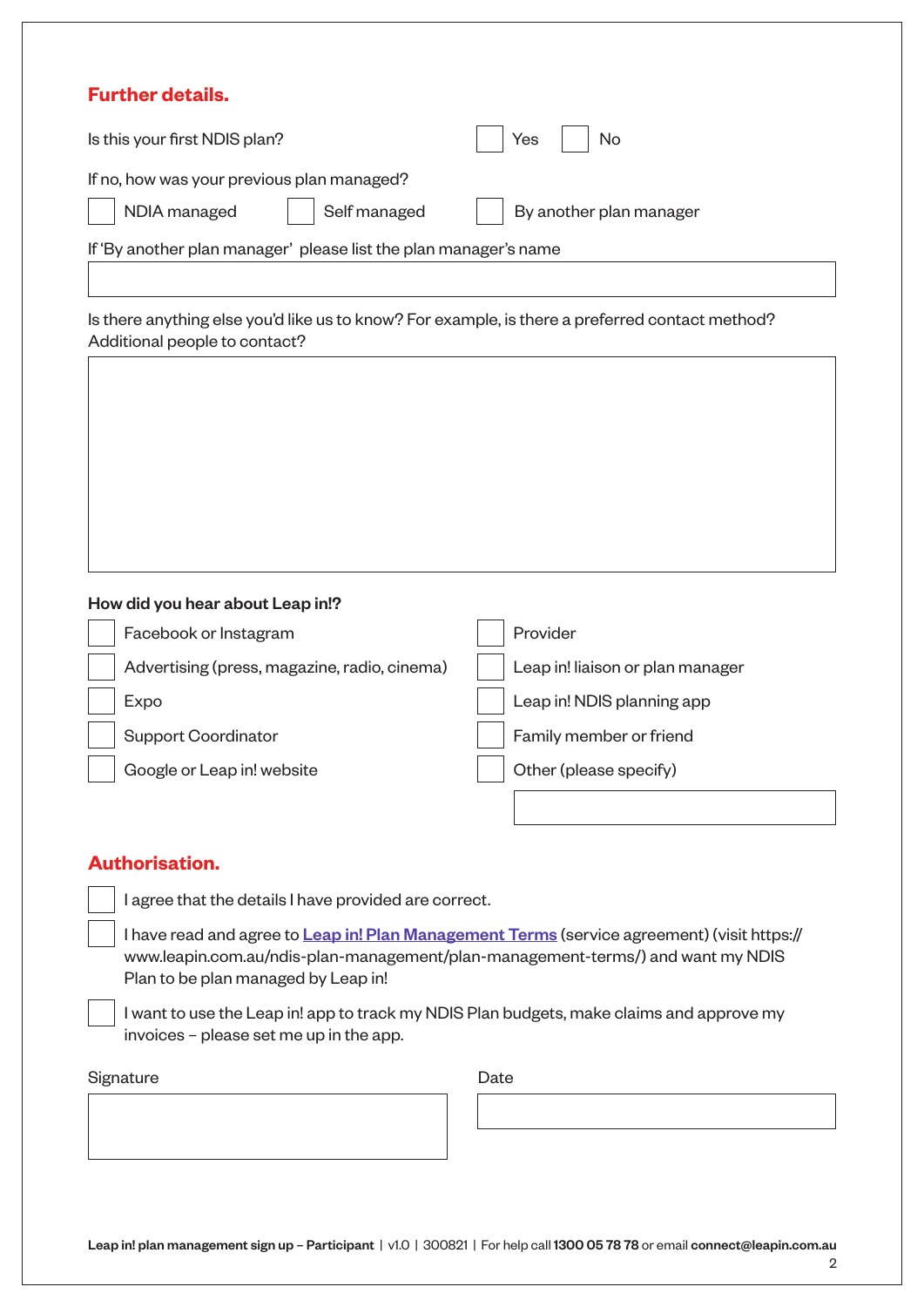## Further details.

Is this your first NDIS plan? ☐ Yes ☐ No

If no, how was your previous plan managed?

☐ NDIA managed ☐ Self managed ☐ By another plan manager

If 'By another plan manager' please list the plan manager's name

Is there anything else you'd like us to know? For example, is there a preferred contact method? Additional people to contact?

**How did you hear about Leap in!?**

- ☐ Facebook or Instagram
- ☐ Advertising (press, magazine, radio, cinema)
- ☐ Expo
- ☐ Support Coordinator
- ☐ Google or Leap in! website
- ☐ Provider
- ☐ Leap in! liaison or plan manager
- ☐ Leap in! NDIS planning app
- ☐ Family member or friend
- ☐ Other (please specify)

## Authorisation.

☐ I agree that the details I have provided are correct.

☐ I have read and agree to Leap in! Plan Management Terms (service agreement) (visit https://www.leapin.com.au/ndis-plan-management/plan-management-terms/) and want my NDIS Plan to be plan managed by Leap in!

☐ I want to use the Leap in! app to track my NDIS Plan budgets, make claims and approve my invoices – please set me up in the app.

Signature

Date

**Leap in! plan management sign up – Participant** | v1.0 | 300821 | For help call **1300 05 78 78** or email **connect@leapin.com.au**